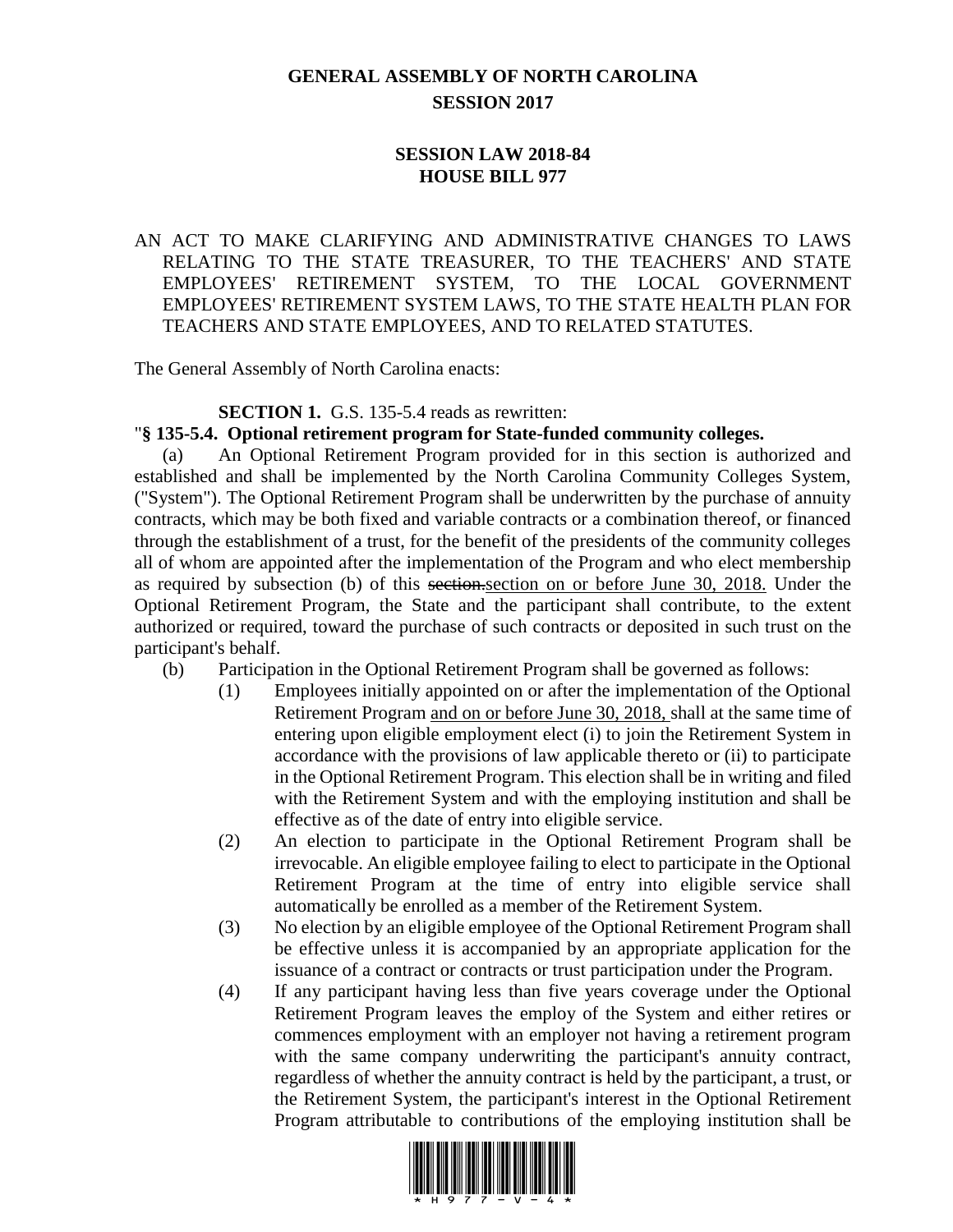# GENERAL ASSEMBLY OF NORTH CAROLINA
## SESSION 2017

## SESSION LAW 2018-84
## HOUSE BILL 977

AN ACT TO MAKE CLARIFYING AND ADMINISTRATIVE CHANGES TO LAWS RELATING TO THE STATE TREASURER, TO THE TEACHERS' AND STATE EMPLOYEES' RETIREMENT SYSTEM, TO THE LOCAL GOVERNMENT EMPLOYEES' RETIREMENT SYSTEM LAWS, TO THE STATE HEALTH PLAN FOR TEACHERS AND STATE EMPLOYEES, AND TO RELATED STATUTES.

The General Assembly of North Carolina enacts:

**SECTION 1.** G.S. 135-5.4 reads as rewritten:

"**§ 135-5.4. Optional retirement program for State-funded community colleges.**

(a) An Optional Retirement Program provided for in this section is authorized and established and shall be implemented by the North Carolina Community Colleges System, ("System"). The Optional Retirement Program shall be underwritten by the purchase of annuity contracts, which may be both fixed and variable contracts or a combination thereof, or financed through the establishment of a trust, for the benefit of the presidents of the community colleges all of whom are appointed after the implementation of the Program and who elect membership as required by subsection (b) of this ~~section.~~<u>section on or before June 30, 2018.</u> Under the Optional Retirement Program, the State and the participant shall contribute, to the extent authorized or required, toward the purchase of such contracts or deposited in such trust on the participant's behalf.

(b) Participation in the Optional Retirement Program shall be governed as follows:

(1) Employees initially appointed on or after the implementation of the Optional Retirement Program <u>and on or before June 30, 2018,</u> shall at the same time of entering upon eligible employment elect (i) to join the Retirement System in accordance with the provisions of law applicable thereto or (ii) to participate in the Optional Retirement Program. This election shall be in writing and filed with the Retirement System and with the employing institution and shall be effective as of the date of entry into eligible service.

(2) An election to participate in the Optional Retirement Program shall be irrevocable. An eligible employee failing to elect to participate in the Optional Retirement Program at the time of entry into eligible service shall automatically be enrolled as a member of the Retirement System.

(3) No election by an eligible employee of the Optional Retirement Program shall be effective unless it is accompanied by an appropriate application for the issuance of a contract or contracts or trust participation under the Program.

(4) If any participant having less than five years coverage under the Optional Retirement Program leaves the employ of the System and either retires or commences employment with an employer not having a retirement program with the same company underwriting the participant's annuity contract, regardless of whether the annuity contract is held by the participant, a trust, or the Retirement System, the participant's interest in the Optional Retirement Program attributable to contributions of the employing institution shall be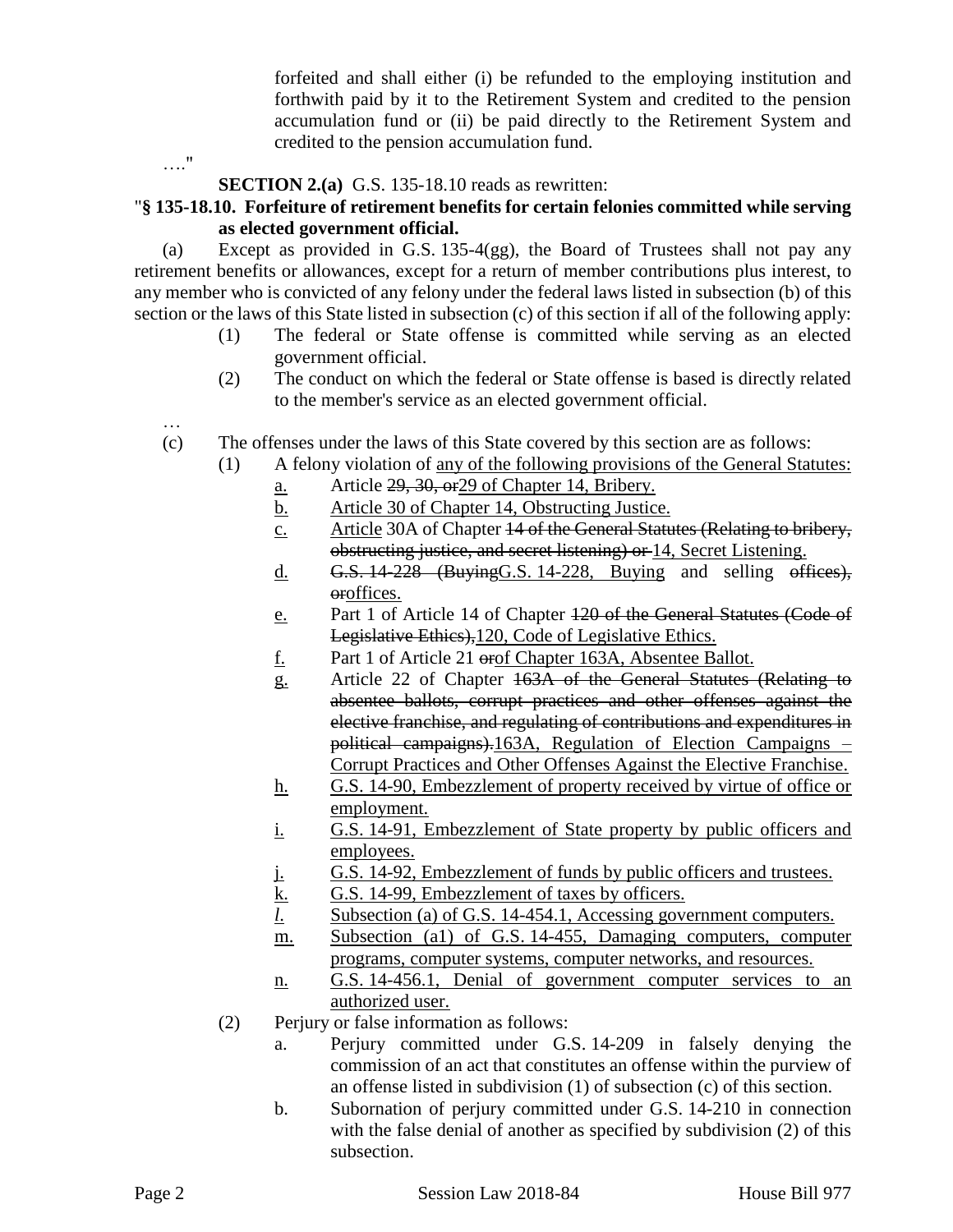forfeited and shall either (i) be refunded to the employing institution and forthwith paid by it to the Retirement System and credited to the pension accumulation fund or (ii) be paid directly to the Retirement System and credited to the pension accumulation fund.

…."

**SECTION 2.(a)** G.S. 135-18.10 reads as rewritten:

"**§ 135-18.10. Forfeiture of retirement benefits for certain felonies committed while serving as elected government official.**

(a) Except as provided in G.S. 135-4(gg), the Board of Trustees shall not pay any retirement benefits or allowances, except for a return of member contributions plus interest, to any member who is convicted of any felony under the federal laws listed in subsection (b) of this section or the laws of this State listed in subsection (c) of this section if all of the following apply:

(1) The federal or State offense is committed while serving as an elected government official.

(2) The conduct on which the federal or State offense is based is directly related to the member's service as an elected government official.

…

(c) The offenses under the laws of this State covered by this section are as follows:

(1) A felony violation of any of the following provisions of the General Statutes:

a. Article ~~29, 30, or~~29 of Chapter 14, Bribery.

b. Article 30 of Chapter 14, Obstructing Justice.

c. Article 30A of Chapter ~~14 of the General Statutes (Relating to bribery, obstructing justice, and secret listening) or~~ 14, Secret Listening.

d. ~~G.S. 14-228 (Buying~~G.S. 14-228, Buying and selling ~~offices), or~~offices.

e. Part 1 of Article 14 of Chapter ~~120 of the General Statutes (Code of Legislative Ethics),~~120, Code of Legislative Ethics.

f. Part 1 of Article 21 ~~or~~of Chapter 163A, Absentee Ballot.

g. Article 22 of Chapter ~~163A of the General Statutes (Relating to absentee ballots, corrupt practices and other offenses against the elective franchise, and regulating of contributions and expenditures in political campaigns).~~163A, Regulation of Election Campaigns – Corrupt Practices and Other Offenses Against the Elective Franchise.

h. G.S. 14-90, Embezzlement of property received by virtue of office or employment.

i. G.S. 14-91, Embezzlement of State property by public officers and employees.

j. G.S. 14-92, Embezzlement of funds by public officers and trustees.

k. G.S. 14-99, Embezzlement of taxes by officers.

*l.* Subsection (a) of G.S. 14-454.1, Accessing government computers.

m. Subsection (a1) of G.S. 14-455, Damaging computers, computer programs, computer systems, computer networks, and resources.

n. G.S. 14-456.1, Denial of government computer services to an authorized user.

(2) Perjury or false information as follows:

a. Perjury committed under G.S. 14-209 in falsely denying the commission of an act that constitutes an offense within the purview of an offense listed in subdivision (1) of subsection (c) of this section.

b. Subornation of perjury committed under G.S. 14-210 in connection with the false denial of another as specified by subdivision (2) of this subsection.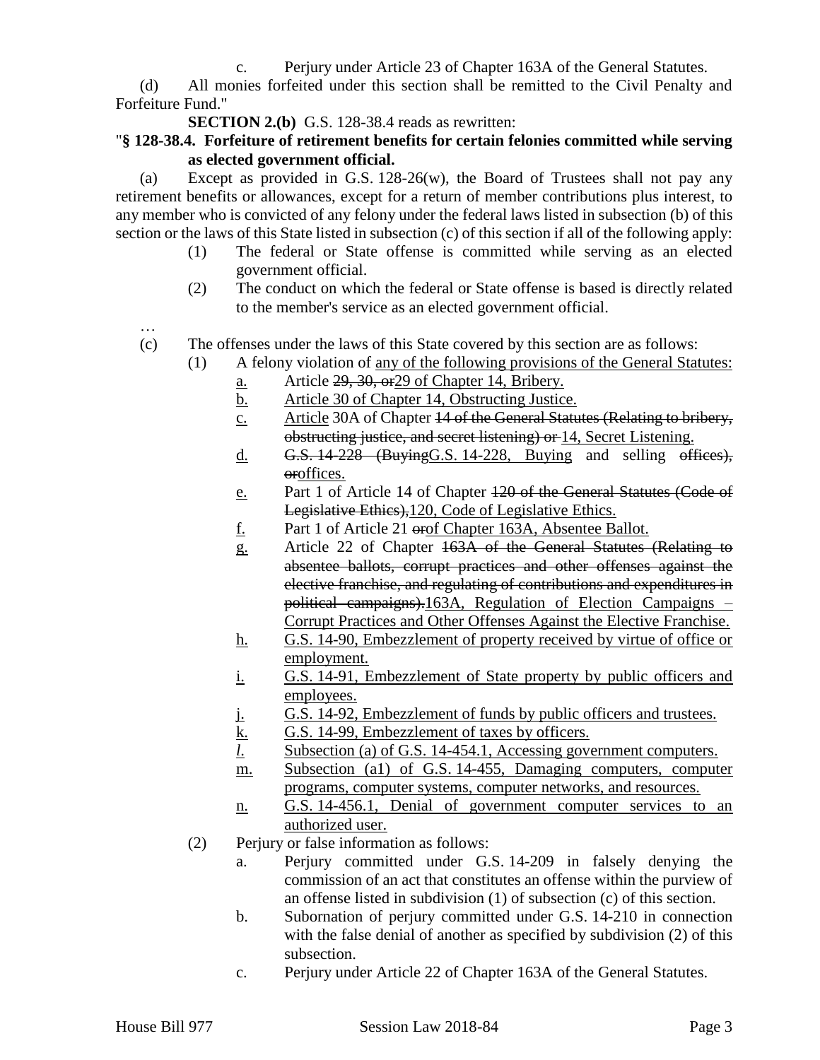c. Perjury under Article 23 of Chapter 163A of the General Statutes.

(d) All monies forfeited under this section shall be remitted to the Civil Penalty and Forfeiture Fund."

**SECTION 2.(b)** G.S. 128-38.4 reads as rewritten:

"**§ 128-38.4. Forfeiture of retirement benefits for certain felonies committed while serving as elected government official.**

(a) Except as provided in G.S. 128-26(w), the Board of Trustees shall not pay any retirement benefits or allowances, except for a return of member contributions plus interest, to any member who is convicted of any felony under the federal laws listed in subsection (b) of this section or the laws of this State listed in subsection (c) of this section if all of the following apply:

(1) The federal or State offense is committed while serving as an elected government official.

(2) The conduct on which the federal or State offense is based is directly related to the member's service as an elected government official.

…

(c) The offenses under the laws of this State covered by this section are as follows:

(1) A felony violation of any of the following provisions of the General Statutes:

a. Article ~~29, 30, or~~29 of Chapter 14, Bribery.

b. Article 30 of Chapter 14, Obstructing Justice.

c. Article 30A of Chapter ~~14 of the General Statutes (Relating to bribery, obstructing justice, and secret listening) or~~ 14, Secret Listening.

d. ~~G.S. 14-228 (Buying~~G.S. 14-228, Buying and selling ~~offices), or~~offices.

e. Part 1 of Article 14 of Chapter ~~120 of the General Statutes (Code of Legislative Ethics),~~120, Code of Legislative Ethics.

f. Part 1 of Article 21 ~~or~~of Chapter 163A, Absentee Ballot.

g. Article 22 of Chapter ~~163A of the General Statutes (Relating to absentee ballots, corrupt practices and other offenses against the elective franchise, and regulating of contributions and expenditures in political campaigns).~~163A, Regulation of Election Campaigns – Corrupt Practices and Other Offenses Against the Elective Franchise.

h. G.S. 14-90, Embezzlement of property received by virtue of office or employment.

i. G.S. 14-91, Embezzlement of State property by public officers and employees.

j. G.S. 14-92, Embezzlement of funds by public officers and trustees.

k. G.S. 14-99, Embezzlement of taxes by officers.

*l.* Subsection (a) of G.S. 14-454.1, Accessing government computers.

m. Subsection (a1) of G.S. 14-455, Damaging computers, computer programs, computer systems, computer networks, and resources.

n. G.S. 14-456.1, Denial of government computer services to an authorized user.

(2) Perjury or false information as follows:

a. Perjury committed under G.S. 14-209 in falsely denying the commission of an act that constitutes an offense within the purview of an offense listed in subdivision (1) of subsection (c) of this section.

b. Subornation of perjury committed under G.S. 14-210 in connection with the false denial of another as specified by subdivision (2) of this subsection.

c. Perjury under Article 22 of Chapter 163A of the General Statutes.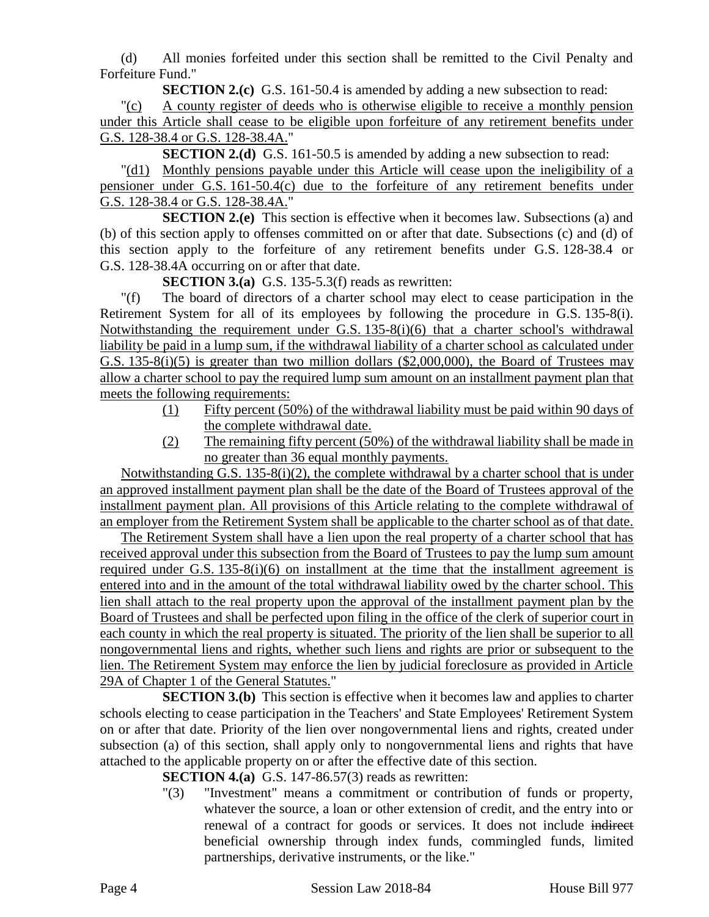(d) All monies forfeited under this section shall be remitted to the Civil Penalty and Forfeiture Fund."

**SECTION 2.(c)** G.S. 161-50.4 is amended by adding a new subsection to read:

"(c) A county register of deeds who is otherwise eligible to receive a monthly pension under this Article shall cease to be eligible upon forfeiture of any retirement benefits under G.S. 128-38.4 or G.S. 128-38.4A."

**SECTION 2.(d)** G.S. 161-50.5 is amended by adding a new subsection to read:

"(d1) Monthly pensions payable under this Article will cease upon the ineligibility of a pensioner under G.S. 161-50.4(c) due to the forfeiture of any retirement benefits under G.S. 128-38.4 or G.S. 128-38.4A."

**SECTION 2.(e)** This section is effective when it becomes law. Subsections (a) and (b) of this section apply to offenses committed on or after that date. Subsections (c) and (d) of this section apply to the forfeiture of any retirement benefits under G.S. 128-38.4 or G.S. 128-38.4A occurring on or after that date.

**SECTION 3.(a)** G.S. 135-5.3(f) reads as rewritten:

"(f) The board of directors of a charter school may elect to cease participation in the Retirement System for all of its employees by following the procedure in G.S. 135-8(i). Notwithstanding the requirement under G.S. 135-8(i)(6) that a charter school's withdrawal liability be paid in a lump sum, if the withdrawal liability of a charter school as calculated under G.S. 135-8(i)(5) is greater than two million dollars ($2,000,000), the Board of Trustees may allow a charter school to pay the required lump sum amount on an installment payment plan that meets the following requirements:

(1) Fifty percent (50%) of the withdrawal liability must be paid within 90 days of the complete withdrawal date.

(2) The remaining fifty percent (50%) of the withdrawal liability shall be made in no greater than 36 equal monthly payments.

Notwithstanding G.S. 135-8(i)(2), the complete withdrawal by a charter school that is under an approved installment payment plan shall be the date of the Board of Trustees approval of the installment payment plan. All provisions of this Article relating to the complete withdrawal of an employer from the Retirement System shall be applicable to the charter school as of that date.

The Retirement System shall have a lien upon the real property of a charter school that has received approval under this subsection from the Board of Trustees to pay the lump sum amount required under G.S. 135-8(i)(6) on installment at the time that the installment agreement is entered into and in the amount of the total withdrawal liability owed by the charter school. This lien shall attach to the real property upon the approval of the installment payment plan by the Board of Trustees and shall be perfected upon filing in the office of the clerk of superior court in each county in which the real property is situated. The priority of the lien shall be superior to all nongovernmental liens and rights, whether such liens and rights are prior or subsequent to the lien. The Retirement System may enforce the lien by judicial foreclosure as provided in Article 29A of Chapter 1 of the General Statutes."

**SECTION 3.(b)** This section is effective when it becomes law and applies to charter schools electing to cease participation in the Teachers' and State Employees' Retirement System on or after that date. Priority of the lien over nongovernmental liens and rights, created under subsection (a) of this section, shall apply only to nongovernmental liens and rights that have attached to the applicable property on or after the effective date of this section.

**SECTION 4.(a)** G.S. 147-86.57(3) reads as rewritten:

"(3) "Investment" means a commitment or contribution of funds or property, whatever the source, a loan or other extension of credit, and the entry into or renewal of a contract for goods or services. It does not include ~~indirect~~ beneficial ownership through index funds, commingled funds, limited partnerships, derivative instruments, or the like."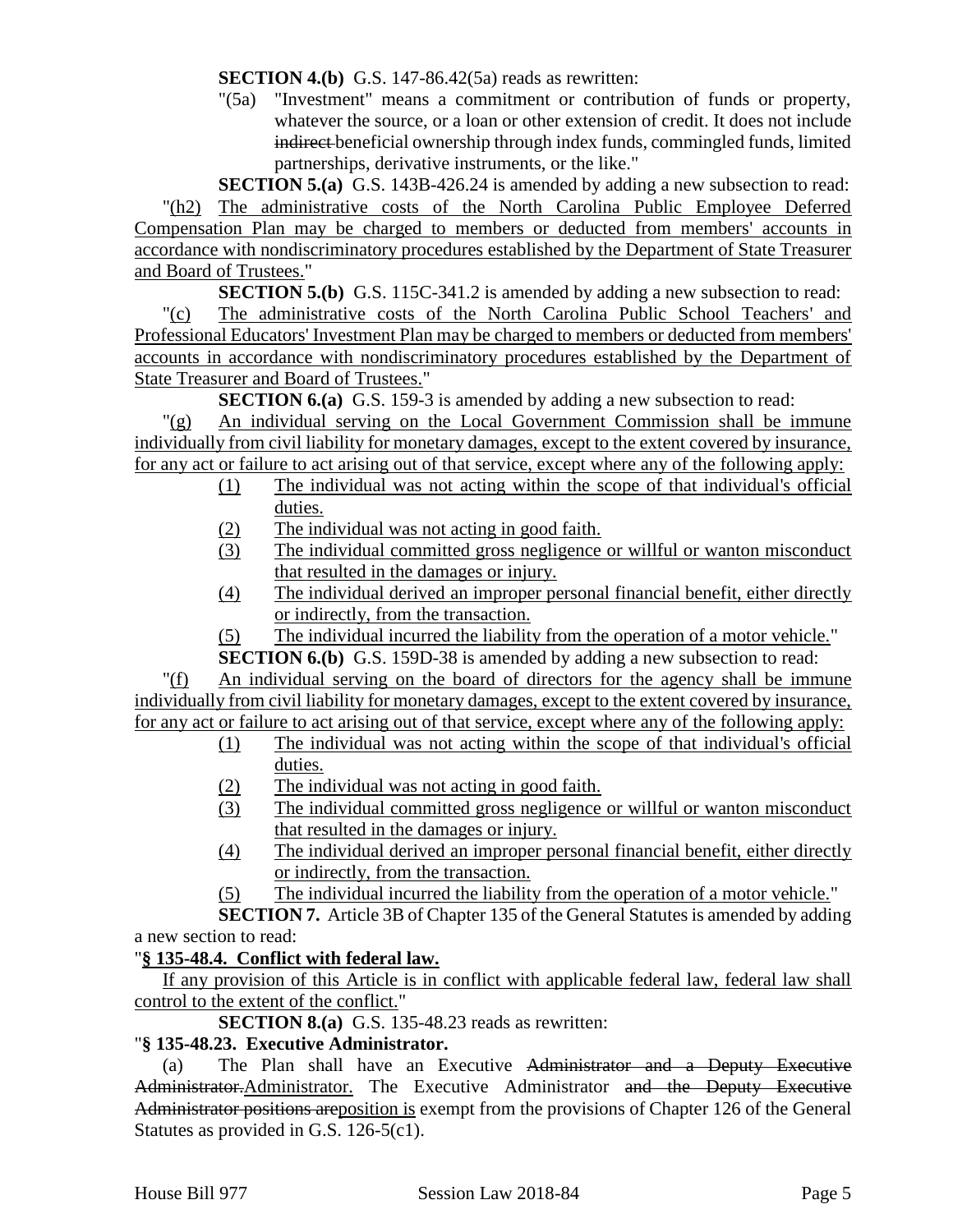**SECTION 4.(b)** G.S. 147-86.42(5a) reads as rewritten:

"(5a) "Investment" means a commitment or contribution of funds or property, whatever the source, or a loan or other extension of credit. It does not include ~~indirect~~ beneficial ownership through index funds, commingled funds, limited partnerships, derivative instruments, or the like."

**SECTION 5.(a)** G.S. 143B-426.24 is amended by adding a new subsection to read:

"(h2) The administrative costs of the North Carolina Public Employee Deferred Compensation Plan may be charged to members or deducted from members' accounts in accordance with nondiscriminatory procedures established by the Department of State Treasurer and Board of Trustees."

**SECTION 5.(b)** G.S. 115C-341.2 is amended by adding a new subsection to read:

"(c) The administrative costs of the North Carolina Public School Teachers' and Professional Educators' Investment Plan may be charged to members or deducted from members' accounts in accordance with nondiscriminatory procedures established by the Department of State Treasurer and Board of Trustees."

**SECTION 6.(a)** G.S. 159-3 is amended by adding a new subsection to read:

"(g) An individual serving on the Local Government Commission shall be immune individually from civil liability for monetary damages, except to the extent covered by insurance, for any act or failure to act arising out of that service, except where any of the following apply:

(1) The individual was not acting within the scope of that individual's official duties.
(2) The individual was not acting in good faith.
(3) The individual committed gross negligence or willful or wanton misconduct that resulted in the damages or injury.
(4) The individual derived an improper personal financial benefit, either directly or indirectly, from the transaction.
(5) The individual incurred the liability from the operation of a motor vehicle."

**SECTION 6.(b)** G.S. 159D-38 is amended by adding a new subsection to read:

"(f) An individual serving on the board of directors for the agency shall be immune individually from civil liability for monetary damages, except to the extent covered by insurance, for any act or failure to act arising out of that service, except where any of the following apply:

(1) The individual was not acting within the scope of that individual's official duties.
(2) The individual was not acting in good faith.
(3) The individual committed gross negligence or willful or wanton misconduct that resulted in the damages or injury.
(4) The individual derived an improper personal financial benefit, either directly or indirectly, from the transaction.
(5) The individual incurred the liability from the operation of a motor vehicle."

**SECTION 7.** Article 3B of Chapter 135 of the General Statutes is amended by adding a new section to read:

"**§ 135-48.4. Conflict with federal law.**

If any provision of this Article is in conflict with applicable federal law, federal law shall control to the extent of the conflict."

**SECTION 8.(a)** G.S. 135-48.23 reads as rewritten:

"**§ 135-48.23. Executive Administrator.**

(a) The Plan shall have an Executive ~~Administrator and a Deputy Executive Administrator.~~Administrator. The Executive Administrator ~~and the Deputy Executive Administrator positions are~~position is exempt from the provisions of Chapter 126 of the General Statutes as provided in G.S. 126-5(c1).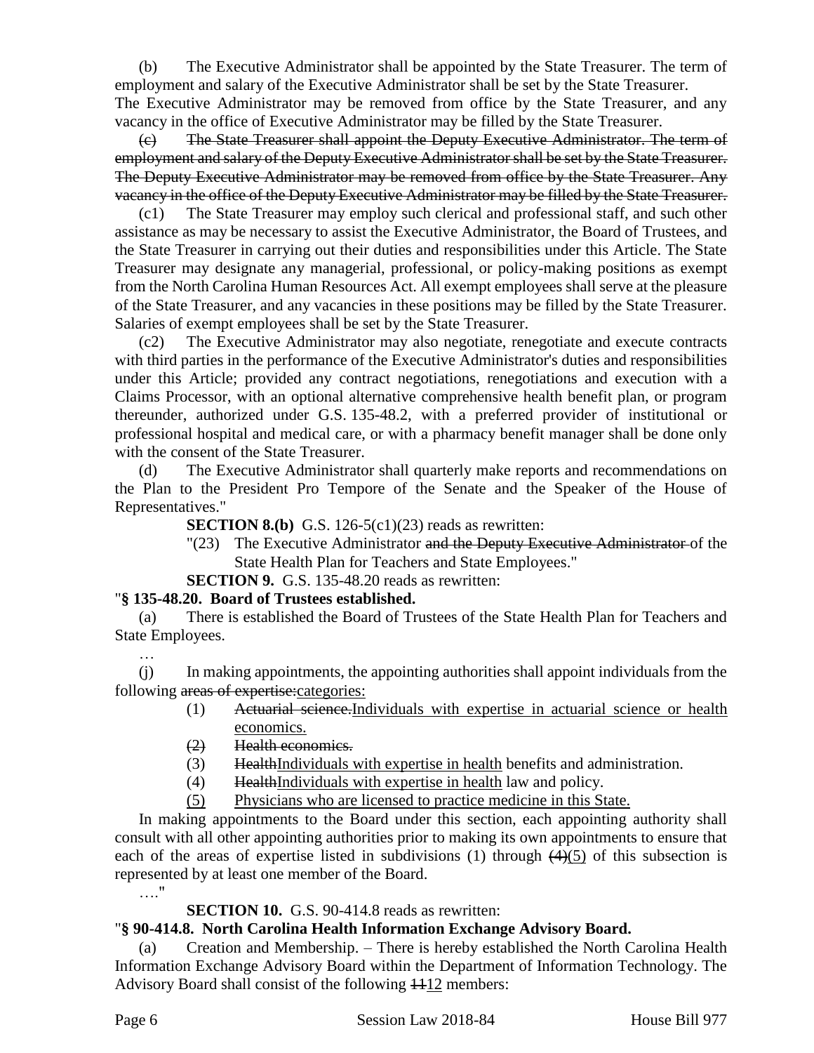(b) The Executive Administrator shall be appointed by the State Treasurer. The term of employment and salary of the Executive Administrator shall be set by the State Treasurer. The Executive Administrator may be removed from office by the State Treasurer, and any vacancy in the office of Executive Administrator may be filled by the State Treasurer.

~~(c) The State Treasurer shall appoint the Deputy Executive Administrator. The term of employment and salary of the Deputy Executive Administrator shall be set by the State Treasurer. The Deputy Executive Administrator may be removed from office by the State Treasurer. Any vacancy in the office of the Deputy Executive Administrator may be filled by the State Treasurer.~~

(c1) The State Treasurer may employ such clerical and professional staff, and such other assistance as may be necessary to assist the Executive Administrator, the Board of Trustees, and the State Treasurer in carrying out their duties and responsibilities under this Article. The State Treasurer may designate any managerial, professional, or policy-making positions as exempt from the North Carolina Human Resources Act. All exempt employees shall serve at the pleasure of the State Treasurer, and any vacancies in these positions may be filled by the State Treasurer. Salaries of exempt employees shall be set by the State Treasurer.

(c2) The Executive Administrator may also negotiate, renegotiate and execute contracts with third parties in the performance of the Executive Administrator's duties and responsibilities under this Article; provided any contract negotiations, renegotiations and execution with a Claims Processor, with an optional alternative comprehensive health benefit plan, or program thereunder, authorized under G.S. 135-48.2, with a preferred provider of institutional or professional hospital and medical care, or with a pharmacy benefit manager shall be done only with the consent of the State Treasurer.

(d) The Executive Administrator shall quarterly make reports and recommendations on the Plan to the President Pro Tempore of the Senate and the Speaker of the House of Representatives."

**SECTION 8.(b)** G.S. 126-5(c1)(23) reads as rewritten:

"(23) The Executive Administrator ~~and the Deputy Executive Administrator~~ of the State Health Plan for Teachers and State Employees."

**SECTION 9.** G.S. 135-48.20 reads as rewritten:

"**§ 135-48.20. Board of Trustees established.**

(a) There is established the Board of Trustees of the State Health Plan for Teachers and State Employees.

…

(j) In making appointments, the appointing authorities shall appoint individuals from the following ~~areas of expertise:~~<u>categories:</u>

(1) ~~Actuarial science.~~<u>Individuals with expertise in actuarial science or health economics.</u>

~~(2) Health economics.~~

(3) ~~Health~~<u>Individuals with expertise in health</u> benefits and administration.

(4) ~~Health~~<u>Individuals with expertise in health</u> law and policy.

<u>(5) Physicians who are licensed to practice medicine in this State.</u>

In making appointments to the Board under this section, each appointing authority shall consult with all other appointing authorities prior to making its own appointments to ensure that each of the areas of expertise listed in subdivisions (1) through ~~(4)~~<u>(5)</u> of this subsection is represented by at least one member of the Board.

…."

**SECTION 10.** G.S. 90-414.8 reads as rewritten:

"**§ 90-414.8. North Carolina Health Information Exchange Advisory Board.**

(a) Creation and Membership. – There is hereby established the North Carolina Health Information Exchange Advisory Board within the Department of Information Technology. The Advisory Board shall consist of the following ~~11~~<u>12</u> members: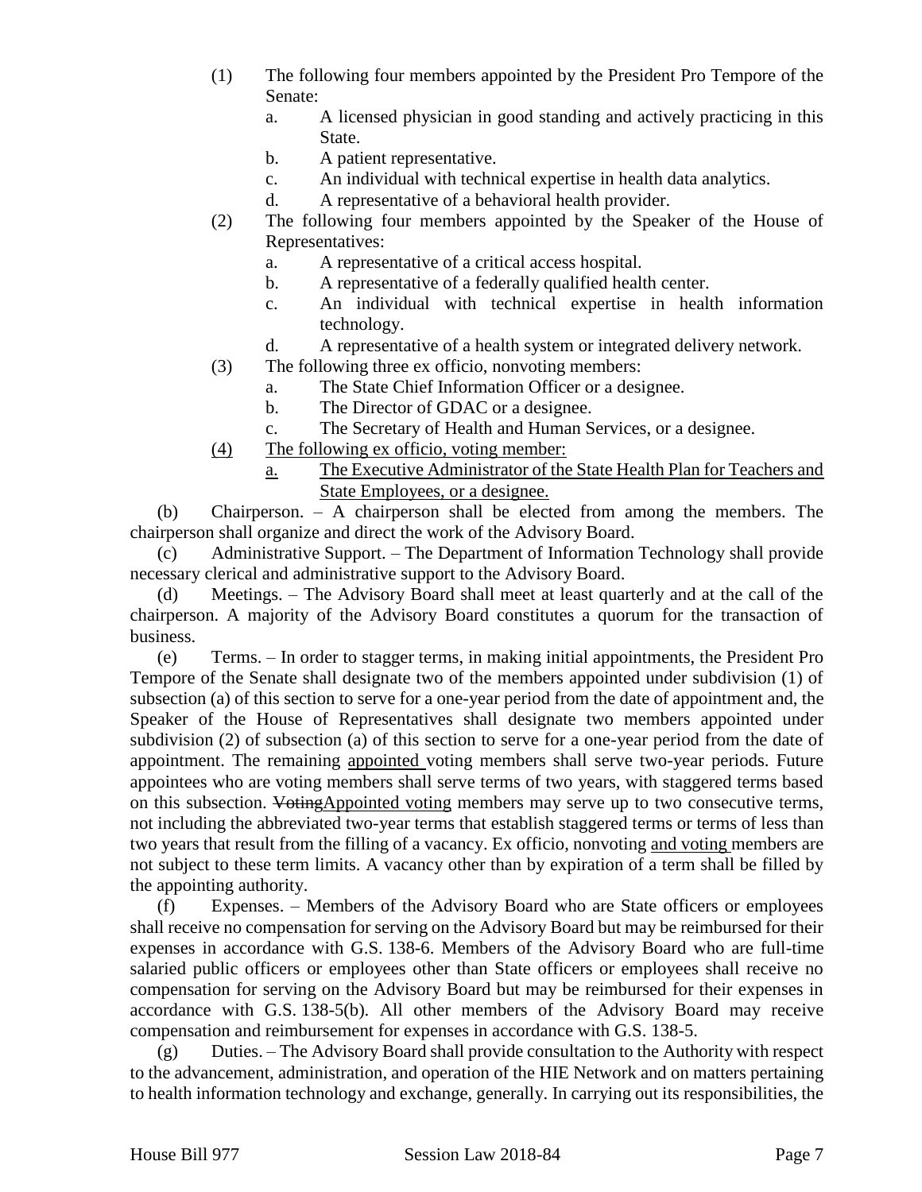(1) The following four members appointed by the President Pro Tempore of the Senate:

   a. A licensed physician in good standing and actively practicing in this State.

   b. A patient representative.

   c. An individual with technical expertise in health data analytics.

   d. A representative of a behavioral health provider.

(2) The following four members appointed by the Speaker of the House of Representatives:

   a. A representative of a critical access hospital.

   b. A representative of a federally qualified health center.

   c. An individual with technical expertise in health information technology.

   d. A representative of a health system or integrated delivery network.

(3) The following three ex officio, nonvoting members:

   a. The State Chief Information Officer or a designee.

   b. The Director of GDAC or a designee.

   c. The Secretary of Health and Human Services, or a designee.

<u>(4) The following ex officio, voting member:</u>

   <u>a. The Executive Administrator of the State Health Plan for Teachers and State Employees, or a designee.</u>

(b) Chairperson. – A chairperson shall be elected from among the members. The chairperson shall organize and direct the work of the Advisory Board.

(c) Administrative Support. – The Department of Information Technology shall provide necessary clerical and administrative support to the Advisory Board.

(d) Meetings. – The Advisory Board shall meet at least quarterly and at the call of the chairperson. A majority of the Advisory Board constitutes a quorum for the transaction of business.

(e) Terms. – In order to stagger terms, in making initial appointments, the President Pro Tempore of the Senate shall designate two of the members appointed under subdivision (1) of subsection (a) of this section to serve for a one-year period from the date of appointment and, the Speaker of the House of Representatives shall designate two members appointed under subdivision (2) of subsection (a) of this section to serve for a one-year period from the date of appointment. The remaining <u>appointed</u> voting members shall serve two-year periods. Future appointees who are voting members shall serve terms of two years, with staggered terms based on this subsection. ~~Voting~~<u>Appointed voting</u> members may serve up to two consecutive terms, not including the abbreviated two-year terms that establish staggered terms or terms of less than two years that result from the filling of a vacancy. Ex officio, nonvoting <u>and voting</u> members are not subject to these term limits. A vacancy other than by expiration of a term shall be filled by the appointing authority.

(f) Expenses. – Members of the Advisory Board who are State officers or employees shall receive no compensation for serving on the Advisory Board but may be reimbursed for their expenses in accordance with G.S. 138-6. Members of the Advisory Board who are full-time salaried public officers or employees other than State officers or employees shall receive no compensation for serving on the Advisory Board but may be reimbursed for their expenses in accordance with G.S. 138-5(b). All other members of the Advisory Board may receive compensation and reimbursement for expenses in accordance with G.S. 138-5.

(g) Duties. – The Advisory Board shall provide consultation to the Authority with respect to the advancement, administration, and operation of the HIE Network and on matters pertaining to health information technology and exchange, generally. In carrying out its responsibilities, the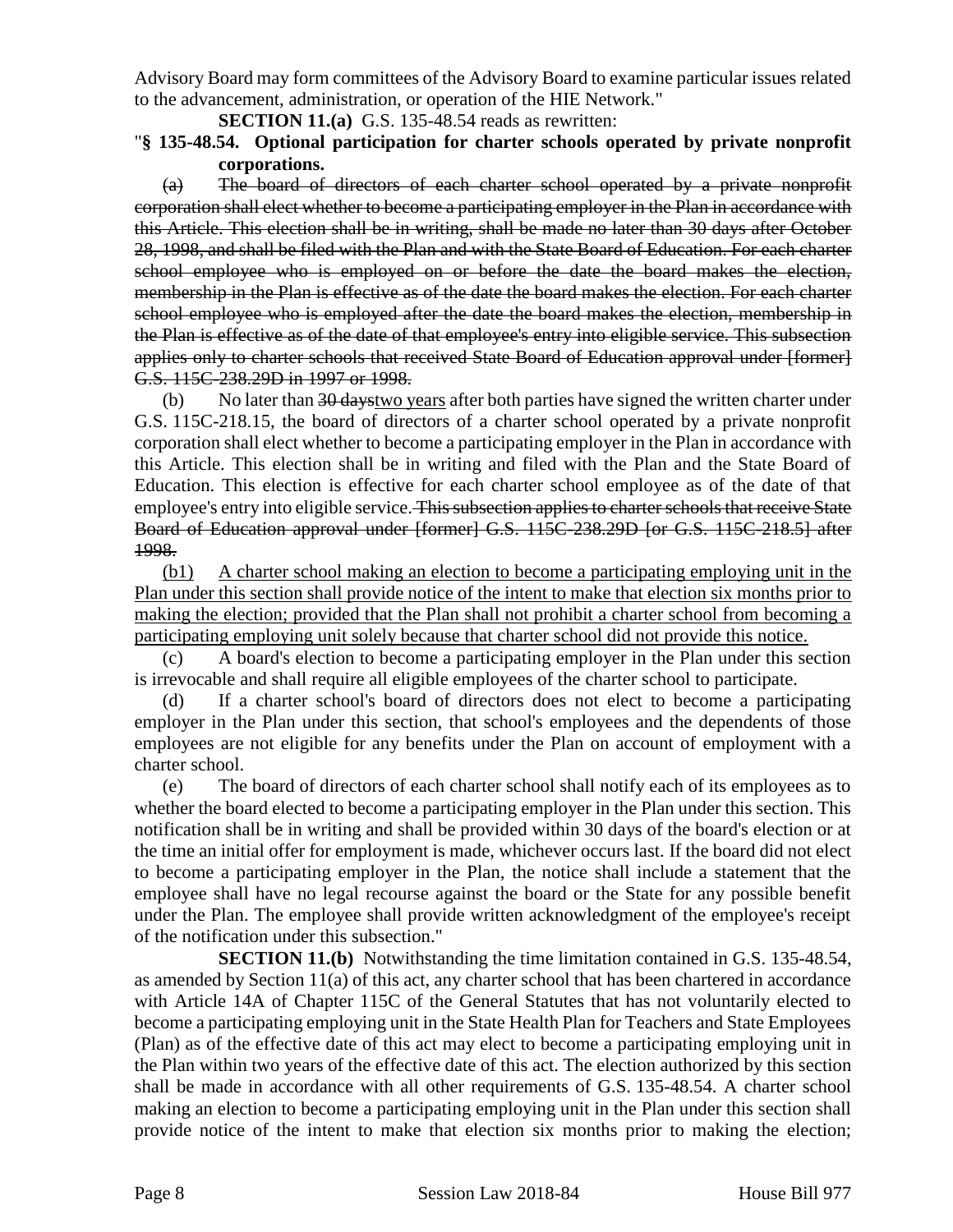Advisory Board may form committees of the Advisory Board to examine particular issues related to the advancement, administration, or operation of the HIE Network."

**SECTION 11.(a)** G.S. 135-48.54 reads as rewritten:

"**§ 135-48.54. Optional participation for charter schools operated by private nonprofit corporations.**

(a) ~~The board of directors of each charter school operated by a private nonprofit corporation shall elect whether to become a participating employer in the Plan in accordance with this Article. This election shall be in writing, shall be made no later than 30 days after October 28, 1998, and shall be filed with the Plan and with the State Board of Education. For each charter school employee who is employed on or before the date the board makes the election, membership in the Plan is effective as of the date the board makes the election. For each charter school employee who is employed after the date the board makes the election, membership in the Plan is effective as of the date of that employee's entry into eligible service. This subsection applies only to charter schools that received State Board of Education approval under [former] G.S. 115C-238.29D in 1997 or 1998.~~

(b) No later than ~~30 days~~two years after both parties have signed the written charter under G.S. 115C-218.15, the board of directors of a charter school operated by a private nonprofit corporation shall elect whether to become a participating employer in the Plan in accordance with this Article. This election shall be in writing and filed with the Plan and the State Board of Education. This election is effective for each charter school employee as of the date of that employee's entry into eligible service.~~ This subsection applies to charter schools that receive State Board of Education approval under [former] G.S. 115C-238.29D [or G.S. 115C-218.5] after 1998.~~

(b1) A charter school making an election to become a participating employing unit in the Plan under this section shall provide notice of the intent to make that election six months prior to making the election; provided that the Plan shall not prohibit a charter school from becoming a participating employing unit solely because that charter school did not provide this notice.

(c) A board's election to become a participating employer in the Plan under this section is irrevocable and shall require all eligible employees of the charter school to participate.

(d) If a charter school's board of directors does not elect to become a participating employer in the Plan under this section, that school's employees and the dependents of those employees are not eligible for any benefits under the Plan on account of employment with a charter school.

(e) The board of directors of each charter school shall notify each of its employees as to whether the board elected to become a participating employer in the Plan under this section. This notification shall be in writing and shall be provided within 30 days of the board's election or at the time an initial offer for employment is made, whichever occurs last. If the board did not elect to become a participating employer in the Plan, the notice shall include a statement that the employee shall have no legal recourse against the board or the State for any possible benefit under the Plan. The employee shall provide written acknowledgment of the employee's receipt of the notification under this subsection."

**SECTION 11.(b)** Notwithstanding the time limitation contained in G.S. 135-48.54, as amended by Section 11(a) of this act, any charter school that has been chartered in accordance with Article 14A of Chapter 115C of the General Statutes that has not voluntarily elected to become a participating employing unit in the State Health Plan for Teachers and State Employees (Plan) as of the effective date of this act may elect to become a participating employing unit in the Plan within two years of the effective date of this act. The election authorized by this section shall be made in accordance with all other requirements of G.S. 135-48.54. A charter school making an election to become a participating employing unit in the Plan under this section shall provide notice of the intent to make that election six months prior to making the election;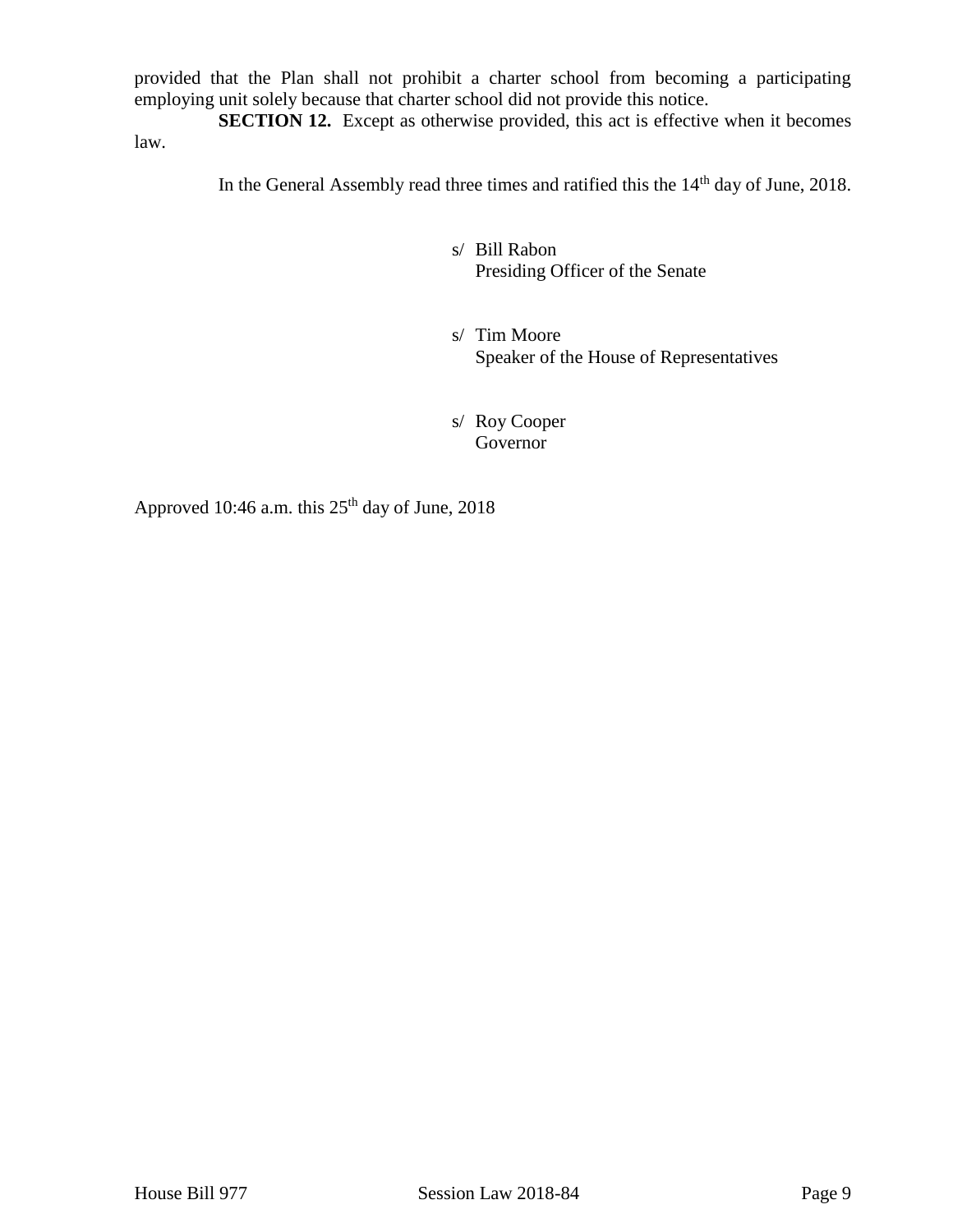provided that the Plan shall not prohibit a charter school from becoming a participating employing unit solely because that charter school did not provide this notice.

**SECTION 12.** Except as otherwise provided, this act is effective when it becomes law.

In the General Assembly read three times and ratified this the 14th day of June, 2018.

s/ Bill Rabon
Presiding Officer of the Senate

s/ Tim Moore
Speaker of the House of Representatives

s/ Roy Cooper
Governor

Approved 10:46 a.m. this 25th day of June, 2018